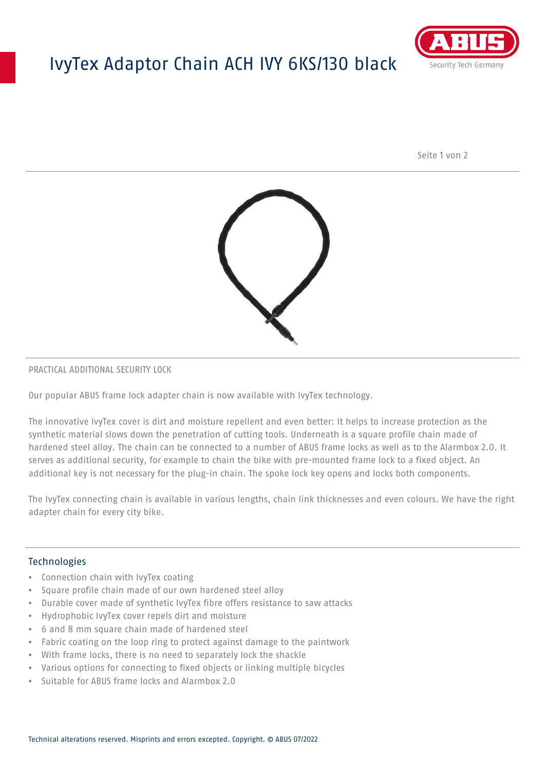# IvyTex Adaptor Chain ACH IVY 6KS/130 black

PRACTICAL ADDITIONAL SECURITY LOCK

Our popular ABUS frame lock adapter chain is now available with IvyTex technology.

The innovative IvyTex cover is dirt and moisture repellent and even better: It helps to increase protection as the synthetic material slows down the penetration of cutting tools. Underneath is a square profile chain made of hardened steel alloy. The chain can be connected to a number of ABUS frame locks as well as to the Alarmbox 2.0. It serves as additional security, for example to chain the bike with pre-mounted frame lock to a fixed object. An additional key is not necessary for the plug-in chain. The spoke lock key opens and locks both components.

The IvyTex connecting chain is available in various lengths, chain link thicknesses and even colours. We have the right adapter chain for every city bike.

## Technologies

- Connection chain with IvyTex coating
- Square profile chain made of our own hardened steel alloy
- Durable cover made of synthetic IvyTex fibre offers resistance to saw attacks
- Hydrophobic IvyTex cover repels dirt and moisture
- 6 and 8 mm square chain made of hardened steel
- Fabric coating on the loop ring to protect against damage to the paintwork
- With frame locks, there is no need to separately lock the shackle
- Various options for connecting to fixed objects or linking multiple bicycles
- Suitable for ABUS frame locks and Alarmbox 2.0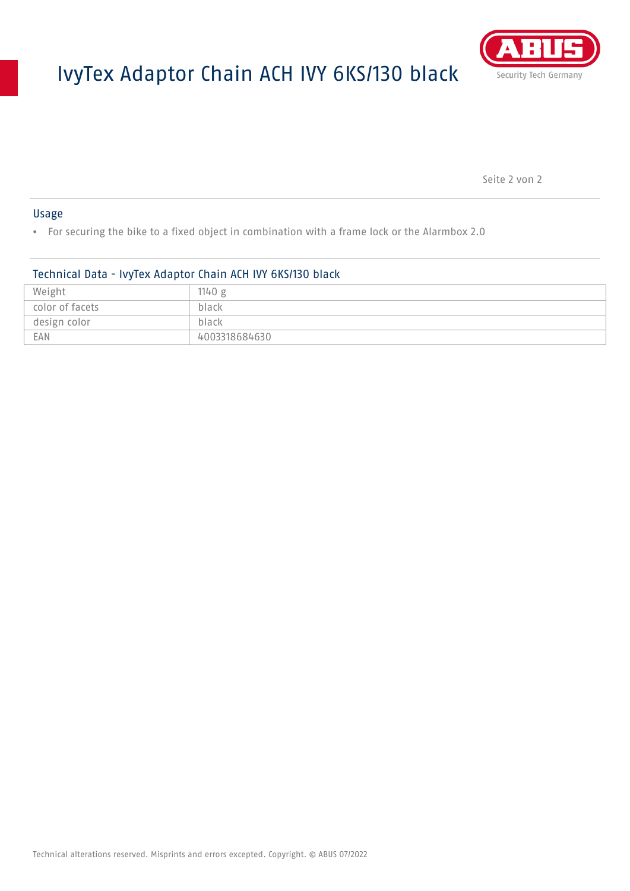## Usage

- For securing the bike to a fixed object in combination with a frame lock or the Alarmbox 2.0

## Technical Data - IvyTex Adaptor Chain ACH IVY 6KS/130 black

| | |
|---|---|
| Weight | 1140 g |
| color of facets | black |
| design color | black |
| EAN | 4003318684630 |

Technical alterations reserved. Misprints and errors excepted. Copyright. © ABUS 07/2022